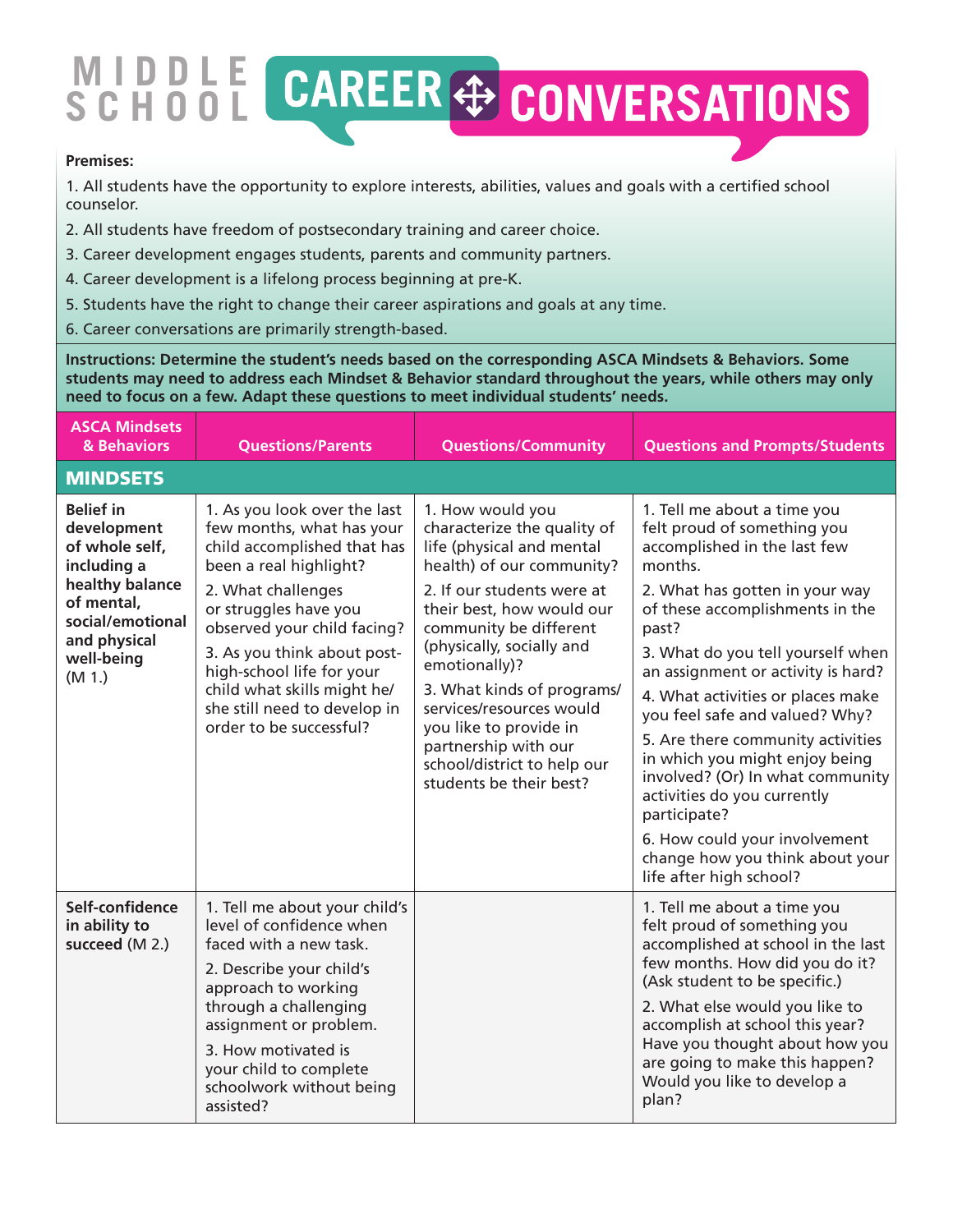# MIDDLE SCHOOL CAREER CONVERSATIONS

**Premises:**

1. All students have the opportunity to explore interests, abilities, values and goals with a certified school counselor.
2. All students have freedom of postsecondary training and career choice.
3. Career development engages students, parents and community partners.
4. Career development is a lifelong process beginning at pre-K.
5. Students have the right to change their career aspirations and goals at any time.
6. Career conversations are primarily strength-based.

**Instructions: Determine the student's needs based on the corresponding ASCA Mindsets & Behaviors. Some students may need to address each Mindset & Behavior standard throughout the years, while others may only need to focus on a few. Adapt these questions to meet individual students' needs.**

| ASCA Mindsets & Behaviors | Questions/Parents | Questions/Community | Questions and Prompts/Students |
|---|---|---|---|
| **MINDSETS** | | | |
| **Belief in development of whole self, including a healthy balance of mental, social/emotional and physical well-being** (M 1.) | 1. As you look over the last few months, what has your child accomplished that has been a real highlight?<br>2. What challenges or struggles have you observed your child facing?<br>3. As you think about post-high-school life for your child what skills might he/she still need to develop in order to be successful? | 1. How would you characterize the quality of life (physical and mental health) of our community?<br>2. If our students were at their best, how would our community be different (physically, socially and emotionally)?<br>3. What kinds of programs/services/resources would you like to provide in partnership with our school/district to help our students be their best? | 1. Tell me about a time you felt proud of something you accomplished in the last few months.<br>2. What has gotten in your way of these accomplishments in the past?<br>3. What do you tell yourself when an assignment or activity is hard?<br>4. What activities or places make you feel safe and valued? Why?<br>5. Are there community activities in which you might enjoy being involved? (Or) In what community activities do you currently participate?<br>6. How could your involvement change how you think about your life after high school? |
| **Self-confidence in ability to succeed** (M 2.) | 1. Tell me about your child's level of confidence when faced with a new task.<br>2. Describe your child's approach to working through a challenging assignment or problem.<br>3. How motivated is your child to complete schoolwork without being assisted? | | 1. Tell me about a time you felt proud of something you accomplished at school in the last few months. How did you do it? (Ask student to be specific.)<br>2. What else would you like to accomplish at school this year? Have you thought about how you are going to make this happen? Would you like to develop a plan? |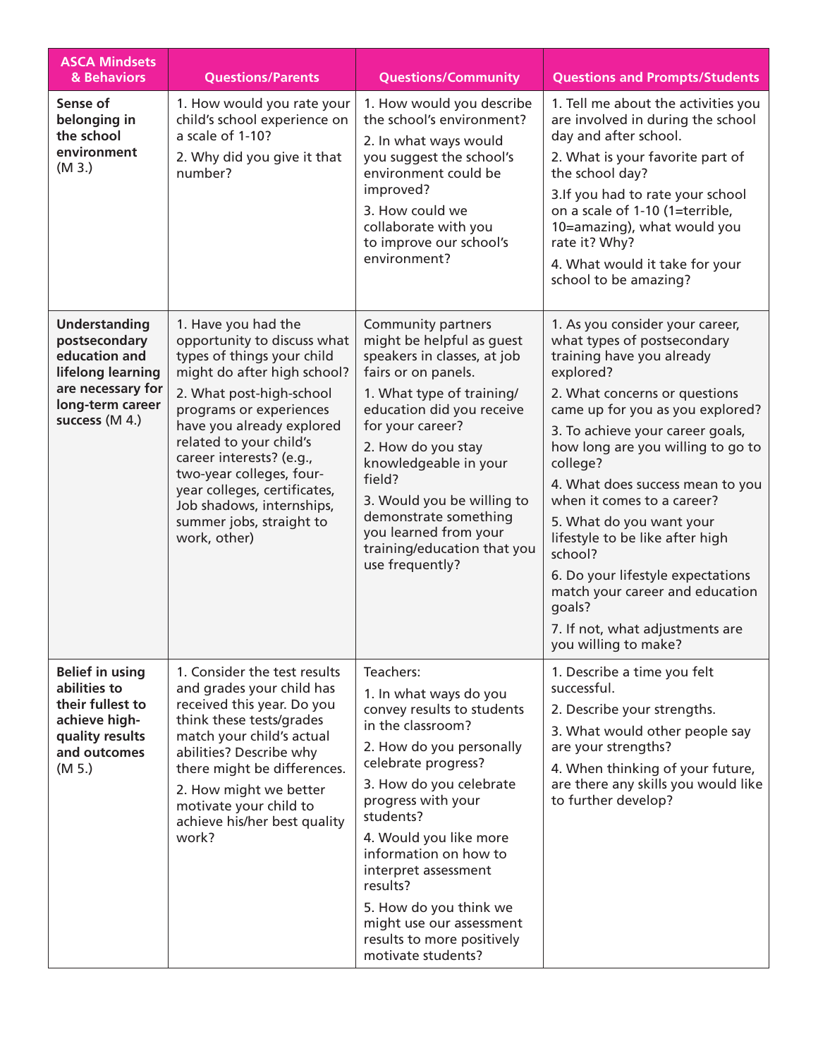| ASCA Mindsets & Behaviors | Questions/Parents | Questions/Community | Questions and Prompts/Students |
|---|---|---|---|
| **Sense of belonging in the school environment** (M 3.) | 1. How would you rate your child's school experience on a scale of 1-10?<br>2. Why did you give it that number? | 1. How would you describe the school's environment?<br>2. In what ways would you suggest the school's environment could be improved?<br>3. How could we collaborate with you to improve our school's environment? | 1. Tell me about the activities you are involved in during the school day and after school.<br>2. What is your favorite part of the school day?<br>3.If you had to rate your school on a scale of 1-10 (1=terrible, 10=amazing), what would you rate it? Why?<br>4. What would it take for your school to be amazing? |
| **Understanding postsecondary education and lifelong learning are necessary for long-term career success** (M 4.) | 1. Have you had the opportunity to discuss what types of things your child might do after high school?<br>2. What post-high-school programs or experiences have you already explored related to your child's career interests? (e.g., two-year colleges, four-year colleges, certificates, Job shadows, internships, summer jobs, straight to work, other) | Community partners might be helpful as guest speakers in classes, at job fairs or on panels.<br>1. What type of training/ education did you receive for your career?<br>2. How do you stay knowledgeable in your field?<br>3. Would you be willing to demonstrate something you learned from your training/education that you use frequently? | 1. As you consider your career, what types of postsecondary training have you already explored?<br>2. What concerns or questions came up for you as you explored?<br>3. To achieve your career goals, how long are you willing to go to college?<br>4. What does success mean to you when it comes to a career?<br>5. What do you want your lifestyle to be like after high school?<br>6. Do your lifestyle expectations match your career and education goals?<br>7. If not, what adjustments are you willing to make? |
| **Belief in using abilities to their fullest to achieve high-quality results and outcomes** (M 5.) | 1. Consider the test results and grades your child has received this year. Do you think these tests/grades match your child's actual abilities? Describe why there might be differences.<br>2. How might we better motivate your child to achieve his/her best quality work? | Teachers:<br>1. In what ways do you convey results to students in the classroom?<br>2. How do you personally celebrate progress?<br>3. How do you celebrate progress with your students?<br>4. Would you like more information on how to interpret assessment results?<br>5. How do you think we might use our assessment results to more positively motivate students? | 1. Describe a time you felt successful.<br>2. Describe your strengths.<br>3. What would other people say are your strengths?<br>4. When thinking of your future, are there any skills you would like to further develop? |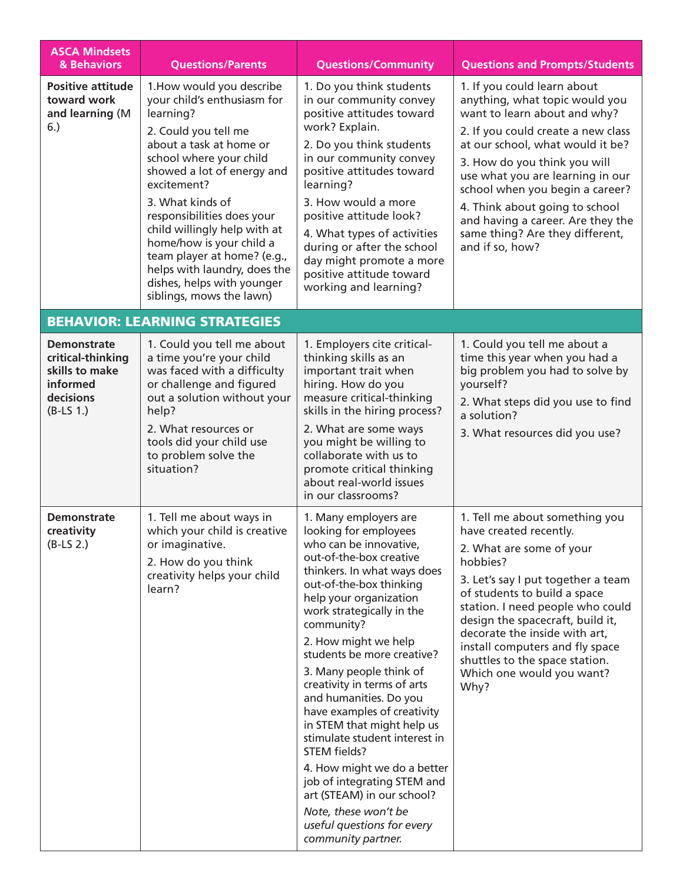| ASCA Mindsets & Behaviors | Questions/Parents | Questions/Community | Questions and Prompts/Students |
|---|---|---|---|
| **Positive attitude toward work and learning** (M 6.) | 1.How would you describe your child's enthusiasm for learning?<br>2. Could you tell me about a task at home or school where your child showed a lot of energy and excitement?<br>3. What kinds of responsibilities does your child willingly help with at home/how is your child a team player at home? (e.g., helps with laundry, does the dishes, helps with younger siblings, mows the lawn) | 1. Do you think students in our community convey positive attitudes toward work? Explain.<br>2. Do you think students in our community convey positive attitudes toward learning?<br>3. How would a more positive attitude look?<br>4. What types of activities during or after the school day might promote a more positive attitude toward working and learning? | 1. If you could learn about anything, what topic would you want to learn about and why?<br>2. If you could create a new class at our school, what would it be?<br>3. How do you think you will use what you are learning in our school when you begin a career?<br>4. Think about going to school and having a career. Are they the same thing? Are they different, and if so, how? |
| **BEHAVIOR: LEARNING STRATEGIES** | | | |
| **Demonstrate critical-thinking skills to make informed decisions** (B-LS 1.) | 1. Could you tell me about a time you're your child was faced with a difficulty or challenge and figured out a solution without your help?<br>2. What resources or tools did your child use to problem solve the situation? | 1. Employers cite critical-thinking skills as an important trait when hiring. How do you measure critical-thinking skills in the hiring process?<br>2. What are some ways you might be willing to collaborate with us to promote critical thinking about real-world issues in our classrooms? | 1. Could you tell me about a time this year when you had a big problem you had to solve by yourself?<br>2. What steps did you use to find a solution?<br>3. What resources did you use? |
| **Demonstrate creativity** (B-LS 2.) | 1. Tell me about ways in which your child is creative or imaginative.<br>2. How do you think creativity helps your child learn? | 1. Many employers are looking for employees who can be innovative, out-of-the-box creative thinkers. In what ways does out-of-the-box thinking help your organization work strategically in the community?<br>2. How might we help students be more creative?<br>3. Many people think of creativity in terms of arts and humanities. Do you have examples of creativity in STEM that might help us stimulate student interest in STEM fields?<br>4. How might we do a better job of integrating STEM and art (STEAM) in our school?<br>*Note, these won't be useful questions for every community partner.* | 1. Tell me about something you have created recently.<br>2. What are some of your hobbies?<br>3. Let's say I put together a team of students to build a space station. I need people who could design the spacecraft, build it, decorate the inside with art, install computers and fly space shuttles to the space station. Which one would you want? Why? |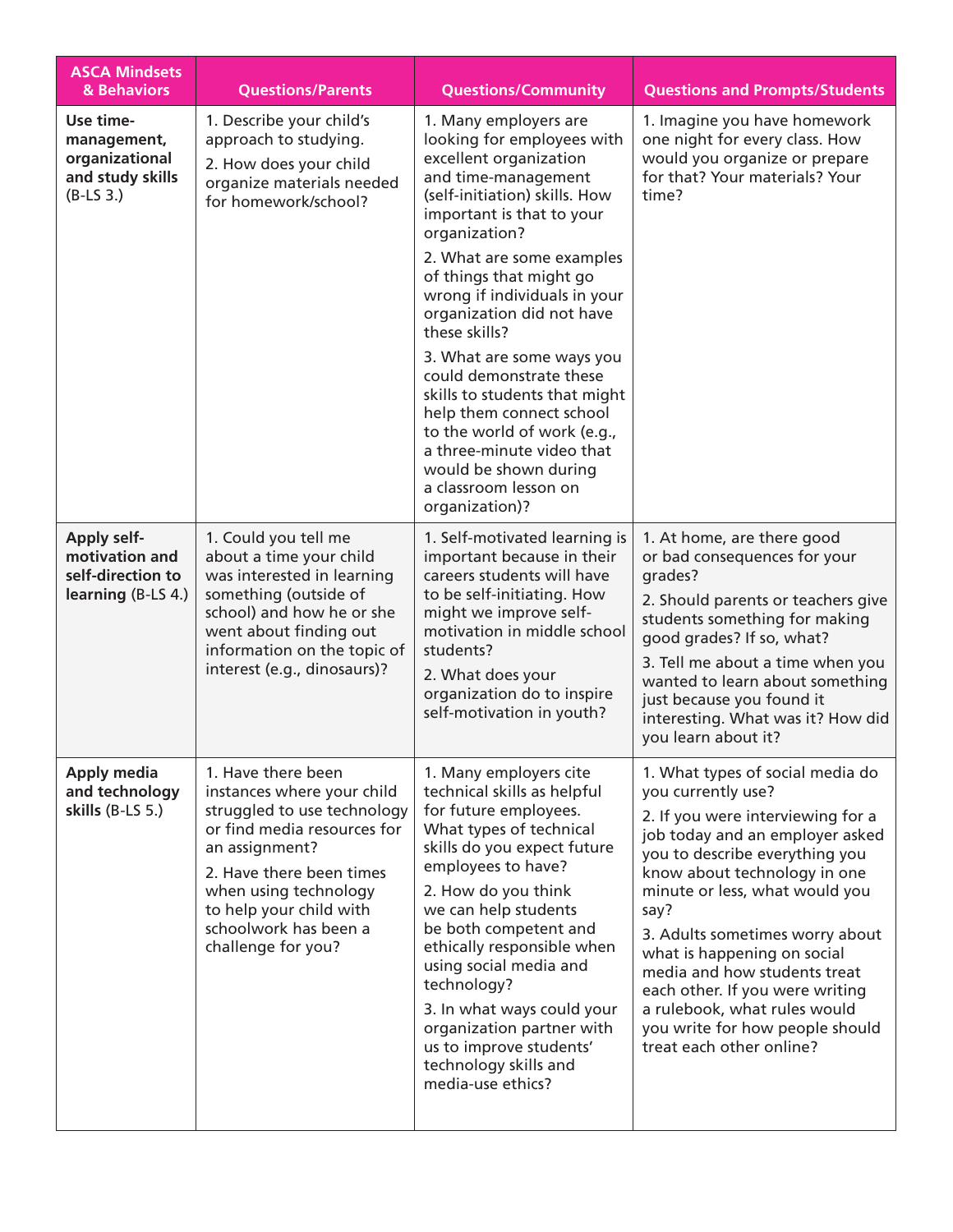| ASCA Mindsets & Behaviors | Questions/Parents | Questions/Community | Questions and Prompts/Students |
|---|---|---|---|
| **Use time-management, organizational and study skills** (B-LS 3.) | 1. Describe your child's approach to studying.<br>2. How does your child organize materials needed for homework/school? | 1. Many employers are looking for employees with excellent organization and time-management (self-initiation) skills. How important is that to your organization?<br>2. What are some examples of things that might go wrong if individuals in your organization did not have these skills?<br>3. What are some ways you could demonstrate these skills to students that might help them connect school to the world of work (e.g., a three-minute video that would be shown during a classroom lesson on organization)? | 1. Imagine you have homework one night for every class. How would you organize or prepare for that? Your materials? Your time? |
| **Apply self-motivation and self-direction to learning** (B-LS 4.) | 1. Could you tell me about a time your child was interested in learning something (outside of school) and how he or she went about finding out information on the topic of interest (e.g., dinosaurs)? | 1. Self-motivated learning is important because in their careers students will have to be self-initiating. How might we improve self-motivation in middle school students?<br>2. What does your organization do to inspire self-motivation in youth? | 1. At home, are there good or bad consequences for your grades?<br>2. Should parents or teachers give students something for making good grades? If so, what?<br>3. Tell me about a time when you wanted to learn about something just because you found it interesting. What was it? How did you learn about it? |
| **Apply media and technology skills** (B-LS 5.) | 1. Have there been instances where your child struggled to use technology or find media resources for an assignment?<br>2. Have there been times when using technology to help your child with schoolwork has been a challenge for you? | 1. Many employers cite technical skills as helpful for future employees. What types of technical skills do you expect future employees to have?<br>2. How do you think we can help students be both competent and ethically responsible when using social media and technology?<br>3. In what ways could your organization partner with us to improve students' technology skills and media-use ethics? | 1. What types of social media do you currently use?<br>2. If you were interviewing for a job today and an employer asked you to describe everything you know about technology in one minute or less, what would you say?<br>3. Adults sometimes worry about what is happening on social media and how students treat each other. If you were writing a rulebook, what rules would you write for how people should treat each other online? |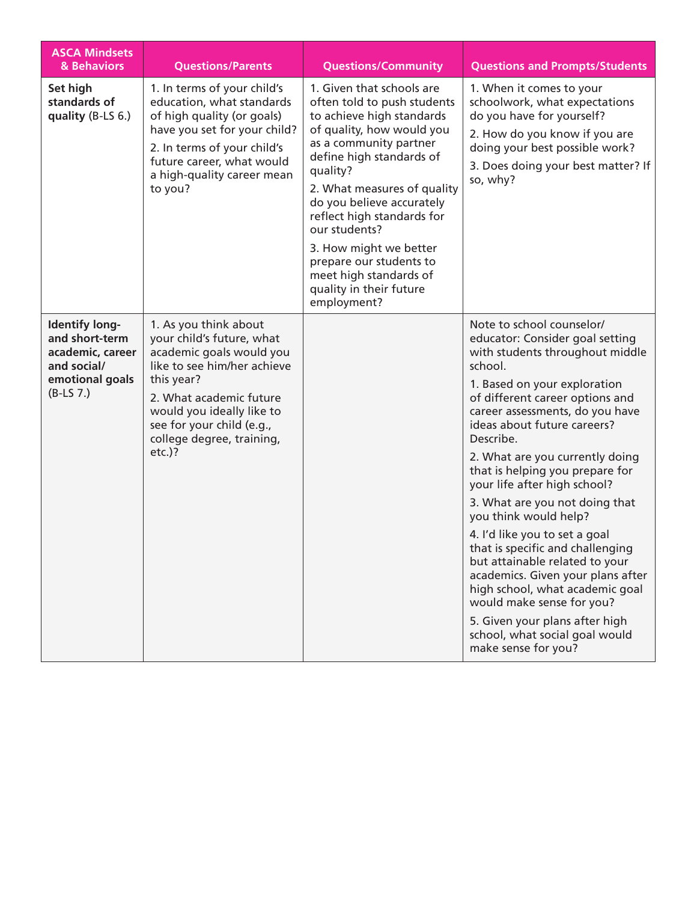| ASCA Mindsets & Behaviors | Questions/Parents | Questions/Community | Questions and Prompts/Students |
|---|---|---|---|
| **Set high standards of quality** (B-LS 6.) | 1. In terms of your child's education, what standards of high quality (or goals) have you set for your child?<br>2. In terms of your child's future career, what would a high-quality career mean to you? | 1. Given that schools are often told to push students to achieve high standards of quality, how would you as a community partner define high standards of quality?<br>2. What measures of quality do you believe accurately reflect high standards for our students?<br>3. How might we better prepare our students to meet high standards of quality in their future employment? | 1. When it comes to your schoolwork, what expectations do you have for yourself?<br>2. How do you know if you are doing your best possible work?<br>3. Does doing your best matter? If so, why? |
| **Identify long- and short-term academic, career and social/ emotional goals** (B-LS 7.) | 1. As you think about your child's future, what academic goals would you like to see him/her achieve this year?<br>2. What academic future would you ideally like to see for your child (e.g., college degree, training, etc.)? | | Note to school counselor/ educator: Consider goal setting with students throughout middle school.<br>1. Based on your exploration of different career options and career assessments, do you have ideas about future careers? Describe.<br>2. What are you currently doing that is helping you prepare for your life after high school?<br>3. What are you not doing that you think would help?<br>4. I'd like you to set a goal that is specific and challenging but attainable related to your academics. Given your plans after high school, what academic goal would make sense for you?<br>5. Given your plans after high school, what social goal would make sense for you? |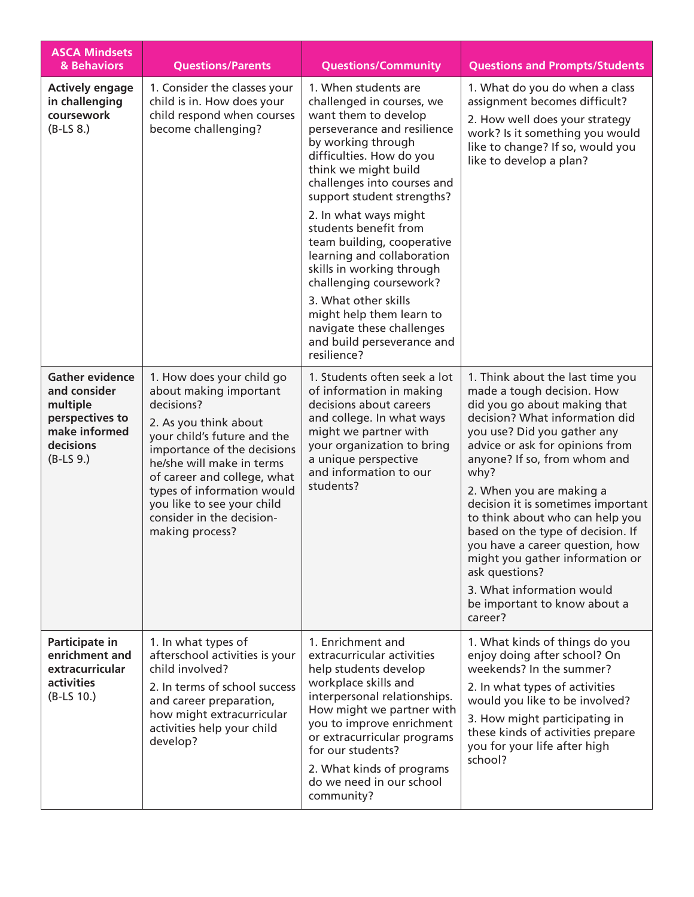| ASCA Mindsets & Behaviors | Questions/Parents | Questions/Community | Questions and Prompts/Students |
|---|---|---|---|
| **Actively engage in challenging coursework** (B-LS 8.) | 1. Consider the classes your child is in. How does your child respond when courses become challenging? | 1. When students are challenged in courses, we want them to develop perseverance and resilience by working through difficulties. How do you think we might build challenges into courses and support student strengths?<br>2. In what ways might students benefit from team building, cooperative learning and collaboration skills in working through challenging coursework?<br>3. What other skills might help them learn to navigate these challenges and build perseverance and resilience? | 1. What do you do when a class assignment becomes difficult?<br>2. How well does your strategy work? Is it something you would like to change? If so, would you like to develop a plan? |
| **Gather evidence and consider multiple perspectives to make informed decisions** (B-LS 9.) | 1. How does your child go about making important decisions?<br>2. As you think about your child's future and the importance of the decisions he/she will make in terms of career and college, what types of information would you like to see your child consider in the decision-making process? | 1. Students often seek a lot of information in making decisions about careers and college. In what ways might we partner with your organization to bring a unique perspective and information to our students? | 1. Think about the last time you made a tough decision. How did you go about making that decision? What information did you use? Did you gather any advice or ask for opinions from anyone? If so, from whom and why?<br>2. When you are making a decision it is sometimes important to think about who can help you based on the type of decision. If you have a career question, how might you gather information or ask questions?<br>3. What information would be important to know about a career? |
| **Participate in enrichment and extracurricular activities** (B-LS 10.) | 1. In what types of afterschool activities is your child involved?<br>2. In terms of school success and career preparation, how might extracurricular activities help your child develop? | 1. Enrichment and extracurricular activities help students develop workplace skills and interpersonal relationships. How might we partner with you to improve enrichment or extracurricular programs for our students?<br>2. What kinds of programs do we need in our school community? | 1. What kinds of things do you enjoy doing after school? On weekends? In the summer?<br>2. In what types of activities would you like to be involved?<br>3. How might participating in these kinds of activities prepare you for your life after high school? |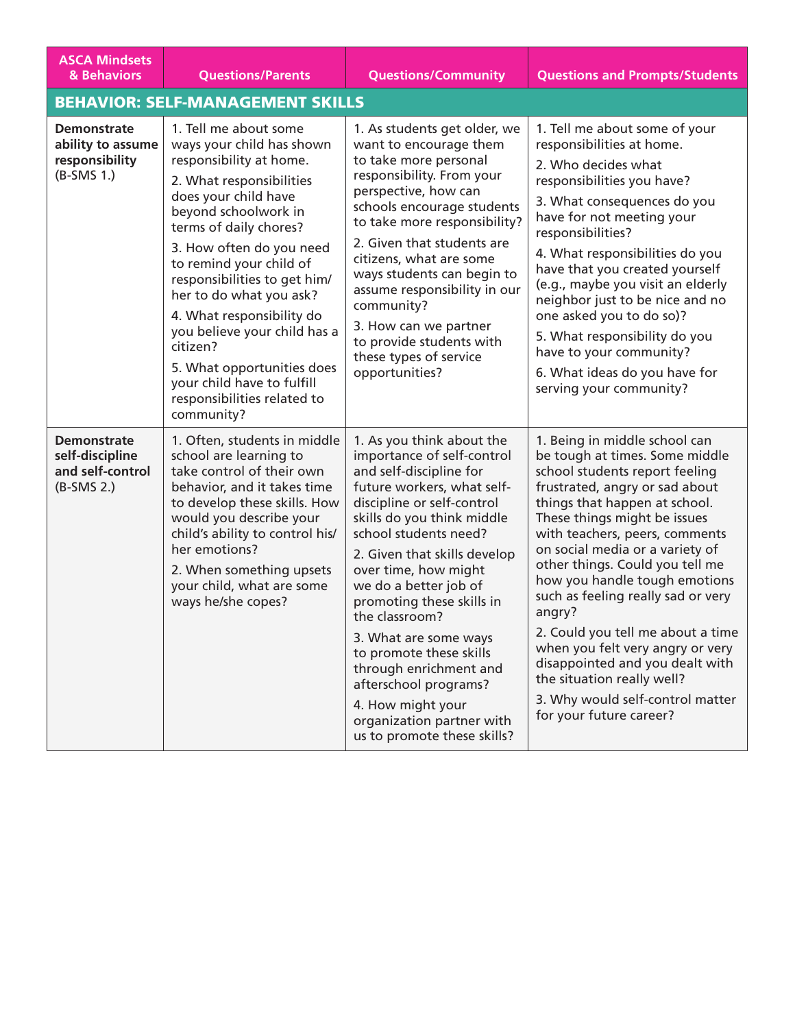| ASCA Mindsets & Behaviors | Questions/Parents | Questions/Community | Questions and Prompts/Students |
|---|---|---|---|
| **BEHAVIOR: SELF-MANAGEMENT SKILLS** | | | |
| **Demonstrate ability to assume responsibility** (B-SMS 1.) | 1. Tell me about some ways your child has shown responsibility at home.<br>2. What responsibilities does your child have beyond schoolwork in terms of daily chores?<br>3. How often do you need to remind your child of responsibilities to get him/her to do what you ask?<br>4. What responsibility do you believe your child has a citizen?<br>5. What opportunities does your child have to fulfill responsibilities related to community? | 1. As students get older, we want to encourage them to take more personal responsibility. From your perspective, how can schools encourage students to take more responsibility?<br>2. Given that students are citizens, what are some ways students can begin to assume responsibility in our community?<br>3. How can we partner to provide students with these types of service opportunities? | 1. Tell me about some of your responsibilities at home.<br>2. Who decides what responsibilities you have?<br>3. What consequences do you have for not meeting your responsibilities?<br>4. What responsibilities do you have that you created yourself (e.g., maybe you visit an elderly neighbor just to be nice and no one asked you to do so)?<br>5. What responsibility do you have to your community?<br>6. What ideas do you have for serving your community? |
| **Demonstrate self-discipline and self-control** (B-SMS 2.) | 1. Often, students in middle school are learning to take control of their own behavior, and it takes time to develop these skills. How would you describe your child's ability to control his/her emotions?<br>2. When something upsets your child, what are some ways he/she copes? | 1. As you think about the importance of self-control and self-discipline for future workers, what self-discipline or self-control skills do you think middle school students need?<br>2. Given that skills develop over time, how might we do a better job of promoting these skills in the classroom?<br>3. What are some ways to promote these skills through enrichment and afterschool programs?<br>4. How might your organization partner with us to promote these skills? | 1. Being in middle school can be tough at times. Some middle school students report feeling frustrated, angry or sad about things that happen at school. These things might be issues with teachers, peers, comments on social media or a variety of other things. Could you tell me how you handle tough emotions such as feeling really sad or very angry?<br>2. Could you tell me about a time when you felt very angry or very disappointed and you dealt with the situation really well?<br>3. Why would self-control matter for your future career? |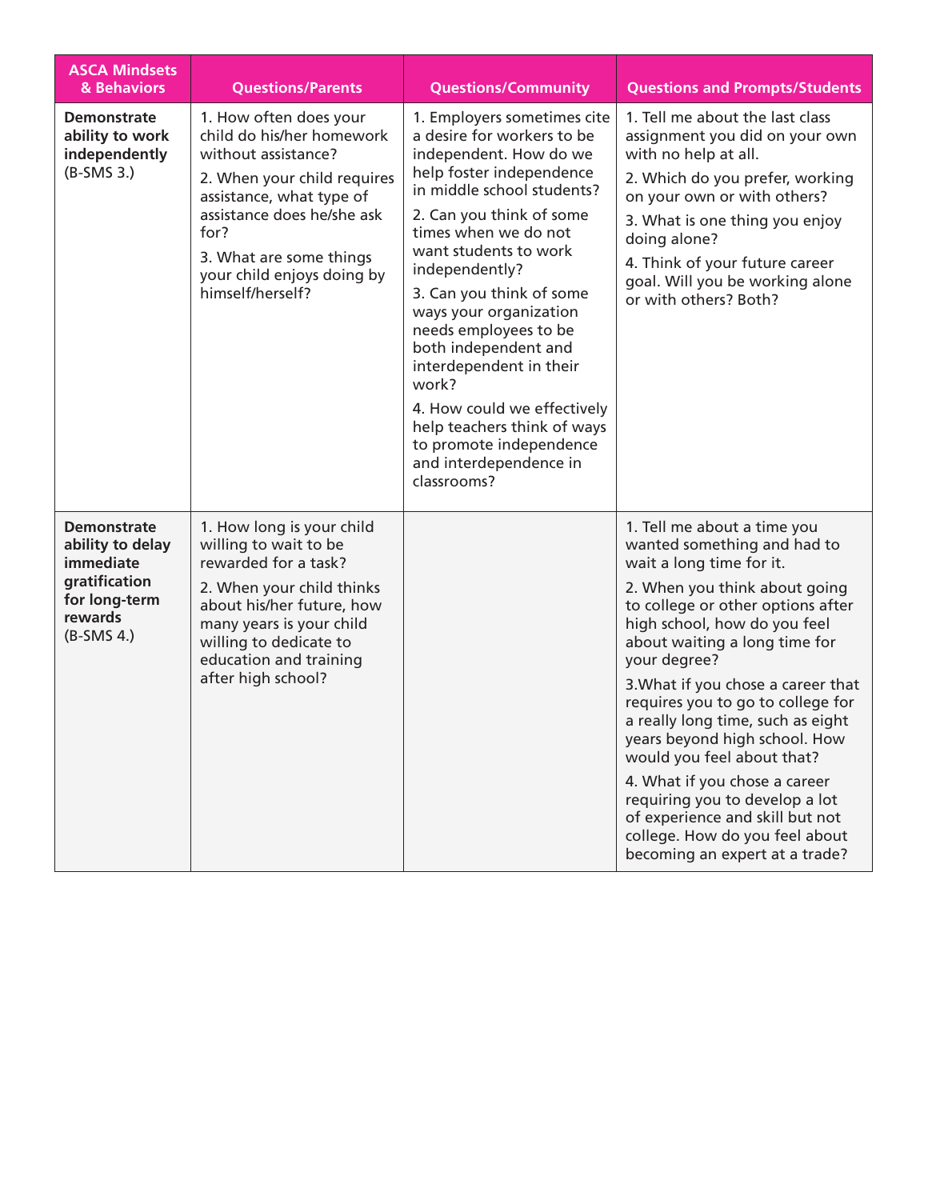| ASCA Mindsets & Behaviors | Questions/Parents | Questions/Community | Questions and Prompts/Students |
|---|---|---|---|
| **Demonstrate ability to work independently** (B-SMS 3.) | 1. How often does your child do his/her homework without assistance?<br>2. When your child requires assistance, what type of assistance does he/she ask for?<br>3. What are some things your child enjoys doing by himself/herself? | 1. Employers sometimes cite a desire for workers to be independent. How do we help foster independence in middle school students?<br>2. Can you think of some times when we do not want students to work independently?<br>3. Can you think of some ways your organization needs employees to be both independent and interdependent in their work?<br>4. How could we effectively help teachers think of ways to promote independence and interdependence in classrooms? | 1. Tell me about the last class assignment you did on your own with no help at all.<br>2. Which do you prefer, working on your own or with others?<br>3. What is one thing you enjoy doing alone?<br>4. Think of your future career goal. Will you be working alone or with others? Both? |
| **Demonstrate ability to delay immediate gratification for long-term rewards** (B-SMS 4.) | 1. How long is your child willing to wait to be rewarded for a task?<br>2. When your child thinks about his/her future, how many years is your child willing to dedicate to education and training after high school? | | 1. Tell me about a time you wanted something and had to wait a long time for it.<br>2. When you think about going to college or other options after high school, how do you feel about waiting a long time for your degree?<br>3.What if you chose a career that requires you to go to college for a really long time, such as eight years beyond high school. How would you feel about that?<br>4. What if you chose a career requiring you to develop a lot of experience and skill but not college. How do you feel about becoming an expert at a trade? |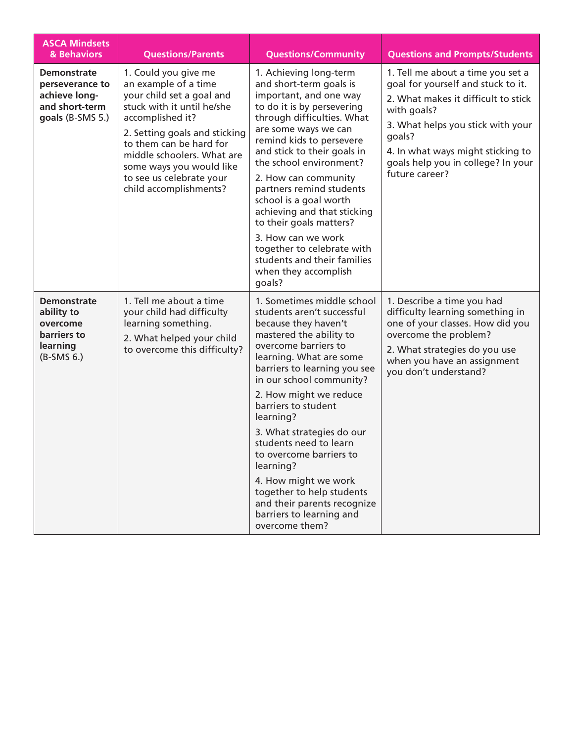| ASCA Mindsets & Behaviors | Questions/Parents | Questions/Community | Questions and Prompts/Students |
|---|---|---|---|
| **Demonstrate perseverance to achieve long- and short-term goals** (B-SMS 5.) | 1. Could you give me an example of a time your child set a goal and stuck with it until he/she accomplished it?<br>2. Setting goals and sticking to them can be hard for middle schoolers. What are some ways you would like to see us celebrate your child accomplishments? | 1. Achieving long-term and short-term goals is important, and one way to do it is by persevering through difficulties. What are some ways we can remind kids to persevere and stick to their goals in the school environment?<br>2. How can community partners remind students school is a goal worth achieving and that sticking to their goals matters?<br>3. How can we work together to celebrate with students and their families when they accomplish goals? | 1. Tell me about a time you set a goal for yourself and stuck to it.<br>2. What makes it difficult to stick with goals?<br>3. What helps you stick with your goals?<br>4. In what ways might sticking to goals help you in college? In your future career? |
| **Demonstrate ability to overcome barriers to learning** (B-SMS 6.) | 1. Tell me about a time your child had difficulty learning something.<br>2. What helped your child to overcome this difficulty? | 1. Sometimes middle school students aren't successful because they haven't mastered the ability to overcome barriers to learning. What are some barriers to learning you see in our school community?<br>2. How might we reduce barriers to student learning?<br>3. What strategies do our students need to learn to overcome barriers to learning?<br>4. How might we work together to help students and their parents recognize barriers to learning and overcome them? | 1. Describe a time you had difficulty learning something in one of your classes. How did you overcome the problem?<br>2. What strategies do you use when you have an assignment you don't understand? |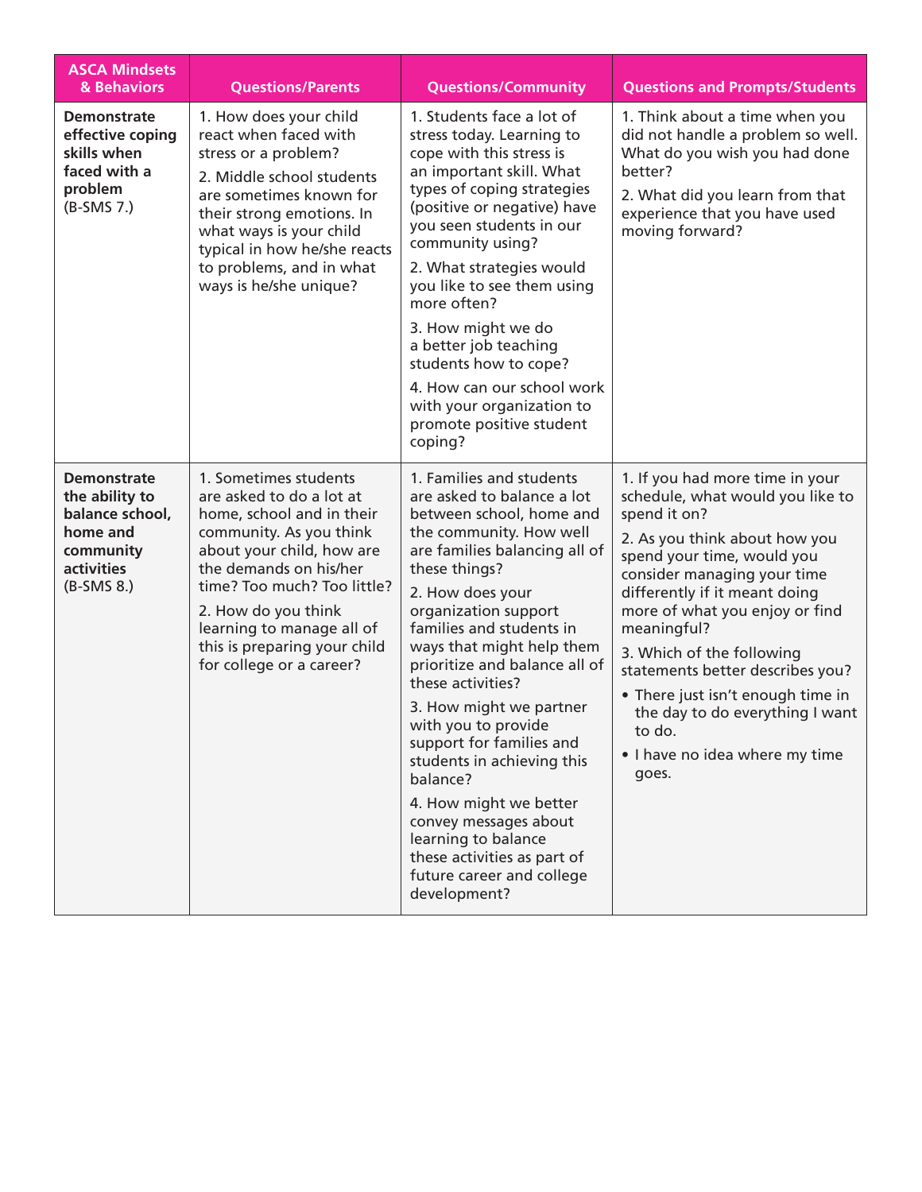| ASCA Mindsets & Behaviors | Questions/Parents | Questions/Community | Questions and Prompts/Students |
|---|---|---|---|
| **Demonstrate effective coping skills when faced with a problem** (B-SMS 7.) | 1. How does your child react when faced with stress or a problem?<br>2. Middle school students are sometimes known for their strong emotions. In what ways is your child typical in how he/she reacts to problems, and in what ways is he/she unique? | 1. Students face a lot of stress today. Learning to cope with this stress is an important skill. What types of coping strategies (positive or negative) have you seen students in our community using?<br>2. What strategies would you like to see them using more often?<br>3. How might we do a better job teaching students how to cope?<br>4. How can our school work with your organization to promote positive student coping? | 1. Think about a time when you did not handle a problem so well. What do you wish you had done better?<br>2. What did you learn from that experience that you have used moving forward? |
| **Demonstrate the ability to balance school, home and community activities** (B-SMS 8.) | 1. Sometimes students are asked to do a lot at home, school and in their community. As you think about your child, how are the demands on his/her time? Too much? Too little?<br>2. How do you think learning to manage all of this is preparing your child for college or a career? | 1. Families and students are asked to balance a lot between school, home and the community. How well are families balancing all of these things?<br>2. How does your organization support families and students in ways that might help them prioritize and balance all of these activities?<br>3. How might we partner with you to provide support for families and students in achieving this balance?<br>4. How might we better convey messages about learning to balance these activities as part of future career and college development? | 1. If you had more time in your schedule, what would you like to spend it on?<br>2. As you think about how you spend your time, would you consider managing your time differently if it meant doing more of what you enjoy or find meaningful?<br>3. Which of the following statements better describes you?<br>• There just isn't enough time in the day to do everything I want to do.<br>• I have no idea where my time goes. |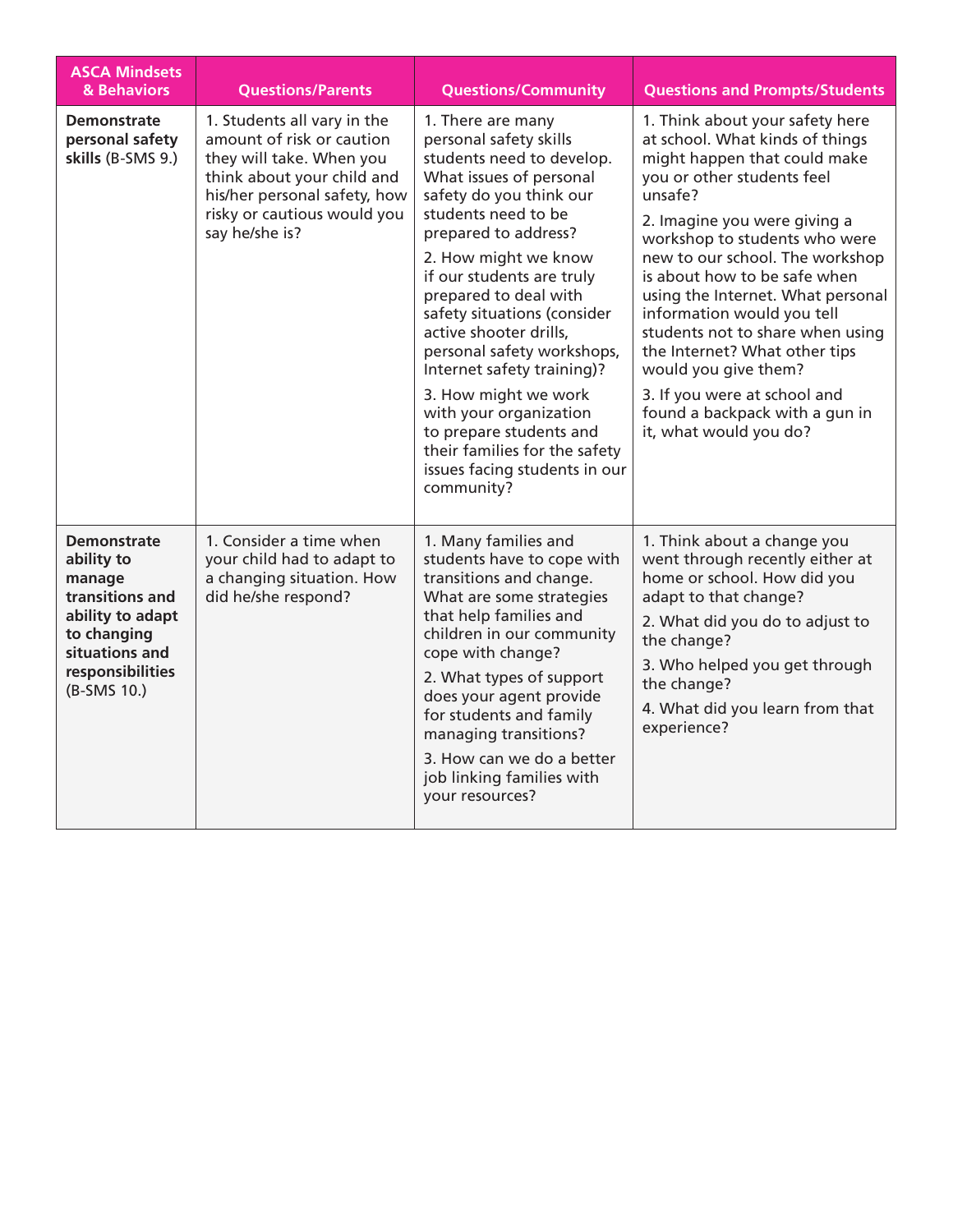| ASCA Mindsets & Behaviors | Questions/Parents | Questions/Community | Questions and Prompts/Students |
|---|---|---|---|
| **Demonstrate personal safety skills** (B-SMS 9.) | 1. Students all vary in the amount of risk or caution they will take. When you think about your child and his/her personal safety, how risky or cautious would you say he/she is? | 1. There are many personal safety skills students need to develop. What issues of personal safety do you think our students need to be prepared to address?<br>2. How might we know if our students are truly prepared to deal with safety situations (consider active shooter drills, personal safety workshops, Internet safety training)?<br>3. How might we work with your organization to prepare students and their families for the safety issues facing students in our community? | 1. Think about your safety here at school. What kinds of things might happen that could make you or other students feel unsafe?<br>2. Imagine you were giving a workshop to students who were new to our school. The workshop is about how to be safe when using the Internet. What personal information would you tell students not to share when using the Internet? What other tips would you give them?<br>3. If you were at school and found a backpack with a gun in it, what would you do? |
| **Demonstrate ability to manage transitions and ability to adapt to changing situations and responsibilities** (B-SMS 10.) | 1. Consider a time when your child had to adapt to a changing situation. How did he/she respond? | 1. Many families and students have to cope with transitions and change. What are some strategies that help families and children in our community cope with change?<br>2. What types of support does your agent provide for students and family managing transitions?<br>3. How can we do a better job linking families with your resources? | 1. Think about a change you went through recently either at home or school. How did you adapt to that change?<br>2. What did you do to adjust to the change?<br>3. Who helped you get through the change?<br>4. What did you learn from that experience? |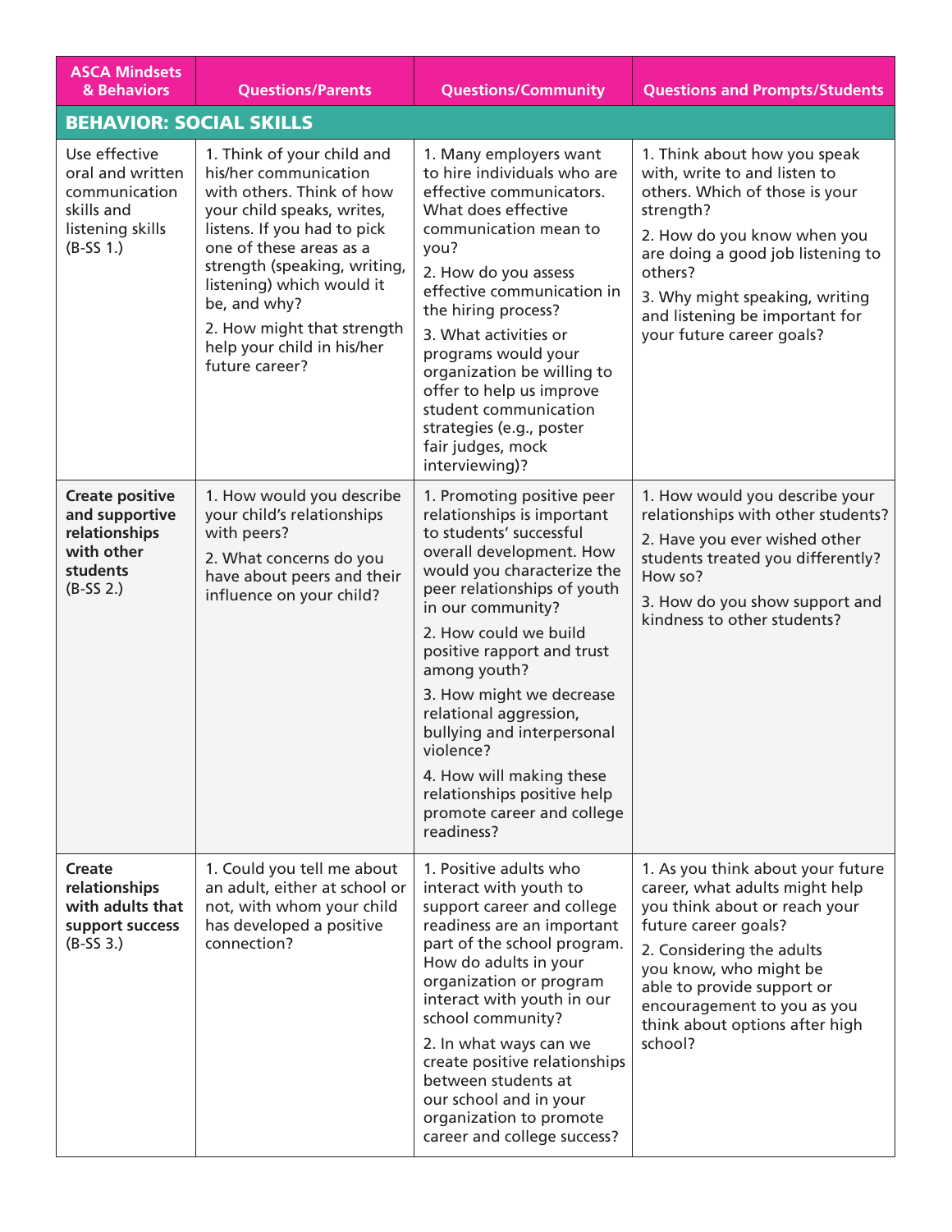| ASCA Mindsets & Behaviors | Questions/Parents | Questions/Community | Questions and Prompts/Students |
|---|---|---|---|
| **BEHAVIOR: SOCIAL SKILLS** | | | |
| Use effective oral and written communication skills and listening skills (B-SS 1.) | 1. Think of your child and his/her communication with others. Think of how your child speaks, writes, listens. If you had to pick one of these areas as a strength (speaking, writing, listening) which would it be, and why?<br>2. How might that strength help your child in his/her future career? | 1. Many employers want to hire individuals who are effective communicators. What does effective communication mean to you?<br>2. How do you assess effective communication in the hiring process?<br>3. What activities or programs would your organization be willing to offer to help us improve student communication strategies (e.g., poster fair judges, mock interviewing)? | 1. Think about how you speak with, write to and listen to others. Which of those is your strength?<br>2. How do you know when you are doing a good job listening to others?<br>3. Why might speaking, writing and listening be important for your future career goals? |
| **Create positive and supportive relationships with other students** (B-SS 2.) | 1. How would you describe your child's relationships with peers?<br>2. What concerns do you have about peers and their influence on your child? | 1. Promoting positive peer relationships is important to students' successful overall development. How would you characterize the peer relationships of youth in our community?<br>2. How could we build positive rapport and trust among youth?<br>3. How might we decrease relational aggression, bullying and interpersonal violence?<br>4. How will making these relationships positive help promote career and college readiness? | 1. How would you describe your relationships with other students?<br>2. Have you ever wished other students treated you differently? How so?<br>3. How do you show support and kindness to other students? |
| **Create relationships with adults that support success** (B-SS 3.) | 1. Could you tell me about an adult, either at school or not, with whom your child has developed a positive connection? | 1. Positive adults who interact with youth to support career and college readiness are an important part of the school program. How do adults in your organization or program interact with youth in our school community?<br>2. In what ways can we create positive relationships between students at our school and in your organization to promote career and college success? | 1. As you think about your future career, what adults might help you think about or reach your future career goals?<br>2. Considering the adults you know, who might be able to provide support or encouragement to you as you think about options after high school? |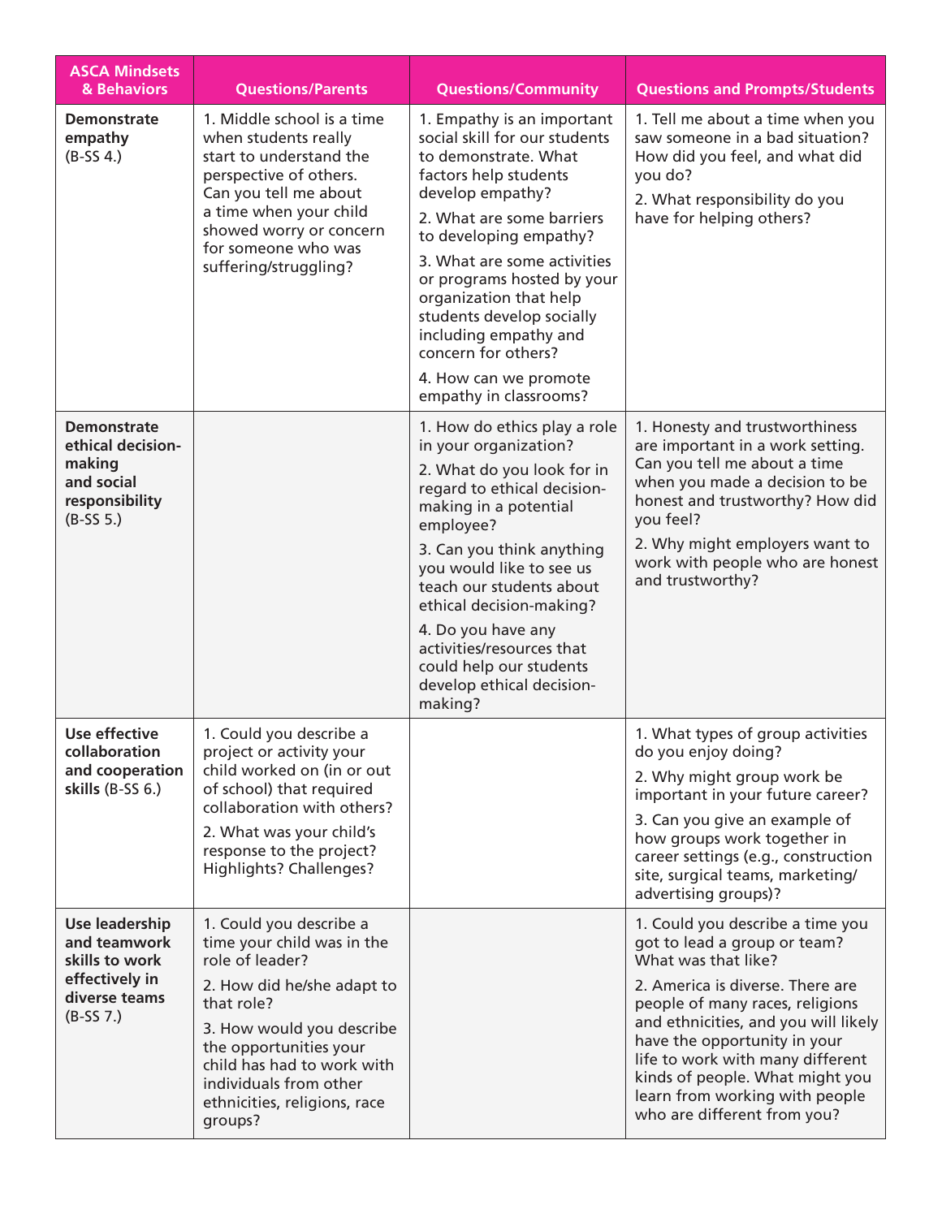| ASCA Mindsets & Behaviors | Questions/Parents | Questions/Community | Questions and Prompts/Students |
|---|---|---|---|
| **Demonstrate empathy** (B-SS 4.) | 1. Middle school is a time when students really start to understand the perspective of others. Can you tell me about a time when your child showed worry or concern for someone who was suffering/struggling? | 1. Empathy is an important social skill for our students to demonstrate. What factors help students develop empathy?<br>2. What are some barriers to developing empathy?<br>3. What are some activities or programs hosted by your organization that help students develop socially including empathy and concern for others?<br>4. How can we promote empathy in classrooms? | 1. Tell me about a time when you saw someone in a bad situation? How did you feel, and what did you do?<br>2. What responsibility do you have for helping others? |
| **Demonstrate ethical decision-making and social responsibility** (B-SS 5.) | | 1. How do ethics play a role in your organization?<br>2. What do you look for in regard to ethical decision-making in a potential employee?<br>3. Can you think anything you would like to see us teach our students about ethical decision-making?<br>4. Do you have any activities/resources that could help our students develop ethical decision-making? | 1. Honesty and trustworthiness are important in a work setting. Can you tell me about a time when you made a decision to be honest and trustworthy? How did you feel?<br>2. Why might employers want to work with people who are honest and trustworthy? |
| **Use effective collaboration and cooperation skills** (B-SS 6.) | 1. Could you describe a project or activity your child worked on (in or out of school) that required collaboration with others?<br>2. What was your child's response to the project? Highlights? Challenges? | | 1. What types of group activities do you enjoy doing?<br>2. Why might group work be important in your future career?<br>3. Can you give an example of how groups work together in career settings (e.g., construction site, surgical teams, marketing/advertising groups)? |
| **Use leadership and teamwork skills to work effectively in diverse teams** (B-SS 7.) | 1. Could you describe a time your child was in the role of leader?<br>2. How did he/she adapt to that role?<br>3. How would you describe the opportunities your child has had to work with individuals from other ethnicities, religions, race groups? | | 1. Could you describe a time you got to lead a group or team? What was that like?<br>2. America is diverse. There are people of many races, religions and ethnicities, and you will likely have the opportunity in your life to work with many different kinds of people. What might you learn from working with people who are different from you? |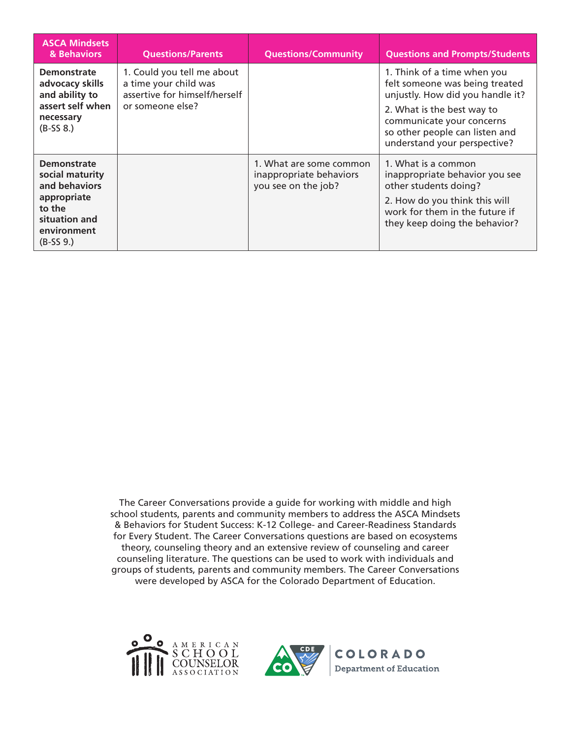| ASCA Mindsets & Behaviors | Questions/Parents | Questions/Community | Questions and Prompts/Students |
|---|---|---|---|
| **Demonstrate advocacy skills and ability to assert self when necessary** (B-SS 8.) | 1. Could you tell me about a time your child was assertive for himself/herself or someone else? | | 1. Think of a time when you felt someone was being treated unjustly. How did you handle it?<br>2. What is the best way to communicate your concerns so other people can listen and understand your perspective? |
| **Demonstrate social maturity and behaviors appropriate to the situation and environment** (B-SS 9.) | | 1. What are some common inappropriate behaviors you see on the job? | 1. What is a common inappropriate behavior you see other students doing?<br>2. How do you think this will work for them in the future if they keep doing the behavior? |

The Career Conversations provide a guide for working with middle and high school students, parents and community members to address the ASCA Mindsets & Behaviors for Student Success: K-12 College- and Career-Readiness Standards for Every Student. The Career Conversations questions are based on ecosystems theory, counseling theory and an extensive review of counseling and career counseling literature. The questions can be used to work with individuals and groups of students, parents and community members. The Career Conversations were developed by ASCA for the Colorado Department of Education.

AMERICAN SCHOOL COUNSELOR ASSOCIATION

COLORADO Department of Education